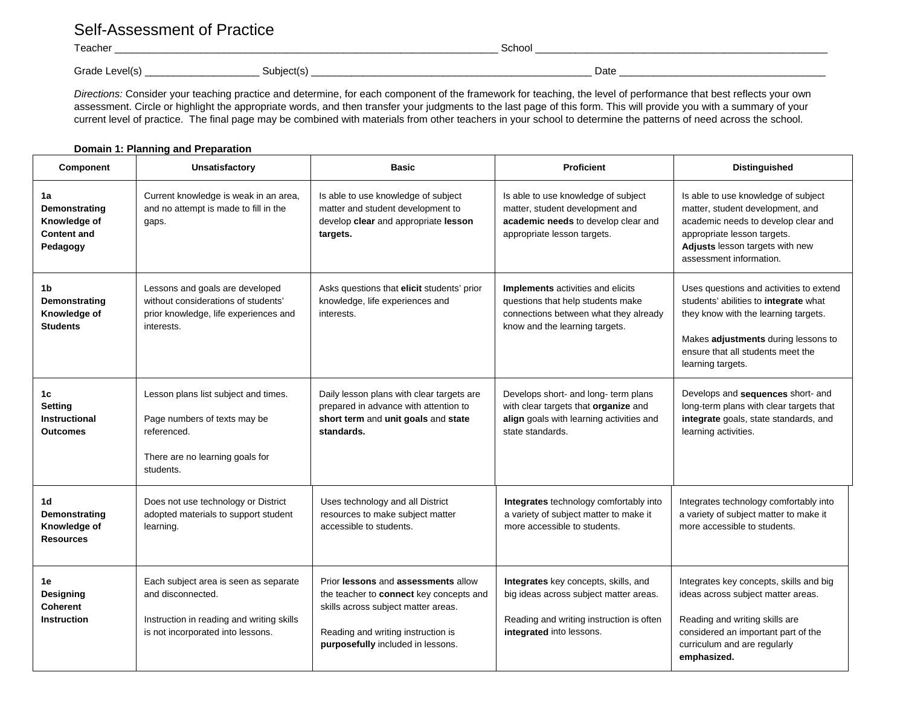# Self-Assessment of Practice

Teacher ______________________________________________________________ School ______________________________________________

Grade Level(s) __________________ Subject(s) ____________________________________________ Date _________________________________

*Directions:* Consider your teaching practice and determine, for each component of the framework for teaching, the level of performance that best reflects your own assessment. Circle or highlight the appropriate words, and then transfer your judgments to the last page of this form. This will provide you with a summary of your current level of practice. The final page may be combined with materials from other teachers in your school to determine the patterns of need across the school.

**Domain 1: Planning and Preparation**

| Component | Unsatisfactory | Basic | Proficient | Distinguished |
|---|---|---|---|---|
| **1a Demonstrating Knowledge of Content and Pedagogy** | Current knowledge is weak in an area, and no attempt is made to fill in the gaps. | Is able to use knowledge of subject matter and student development to develop **clear** and appropriate **lesson targets.** | Is able to use knowledge of subject matter, student development and **academic needs** to develop clear and appropriate lesson targets. | Is able to use knowledge of subject matter, student development, and academic needs to develop clear and appropriate lesson targets. **Adjusts** lesson targets with new assessment information. |
| **1b Demonstrating Knowledge of Students** | Lessons and goals are developed without considerations of students' prior knowledge, life experiences and interests. | Asks questions that **elicit** students' prior knowledge, life experiences and interests. | **Implements** activities and elicits questions that help students make connections between what they already know and the learning targets. | Uses questions and activities to extend students' abilities to **integrate** what they know with the learning targets.<br><br>Makes **adjustments** during lessons to ensure that all students meet the learning targets. |
| **1c Setting Instructional Outcomes** | Lesson plans list subject and times.<br><br>Page numbers of texts may be referenced.<br><br>There are no learning goals for students. | Daily lesson plans with clear targets are prepared in advance with attention to **short term** and **unit goals** and **state standards.** | Develops short- and long- term plans with clear targets that **organize** and **align** goals with learning activities and state standards. | Develops and **sequences** short- and long-term plans with clear targets that **integrate** goals, state standards, and learning activities. |
| **1d Demonstrating Knowledge of Resources** | Does not use technology or District adopted materials to support student learning. | Uses technology and all District resources to make subject matter accessible to students. | **Integrates** technology comfortably into a variety of subject matter to make it more accessible to students. | Integrates technology comfortably into a variety of subject matter to make it more accessible to students. |
| **1e Designing Coherent Instruction** | Each subject area is seen as separate and disconnected.<br><br>Instruction in reading and writing skills is not incorporated into lessons. | Prior **lessons** and **assessments** allow the teacher to **connect** key concepts and skills across subject matter areas.<br><br>Reading and writing instruction is **purposefully** included in lessons. | **Integrates** key concepts, skills, and big ideas across subject matter areas.<br><br>Reading and writing instruction is often **integrated** into lessons. | Integrates key concepts, skills and big ideas across subject matter areas.<br><br>Reading and writing skills are considered an important part of the curriculum and are regularly **emphasized.** |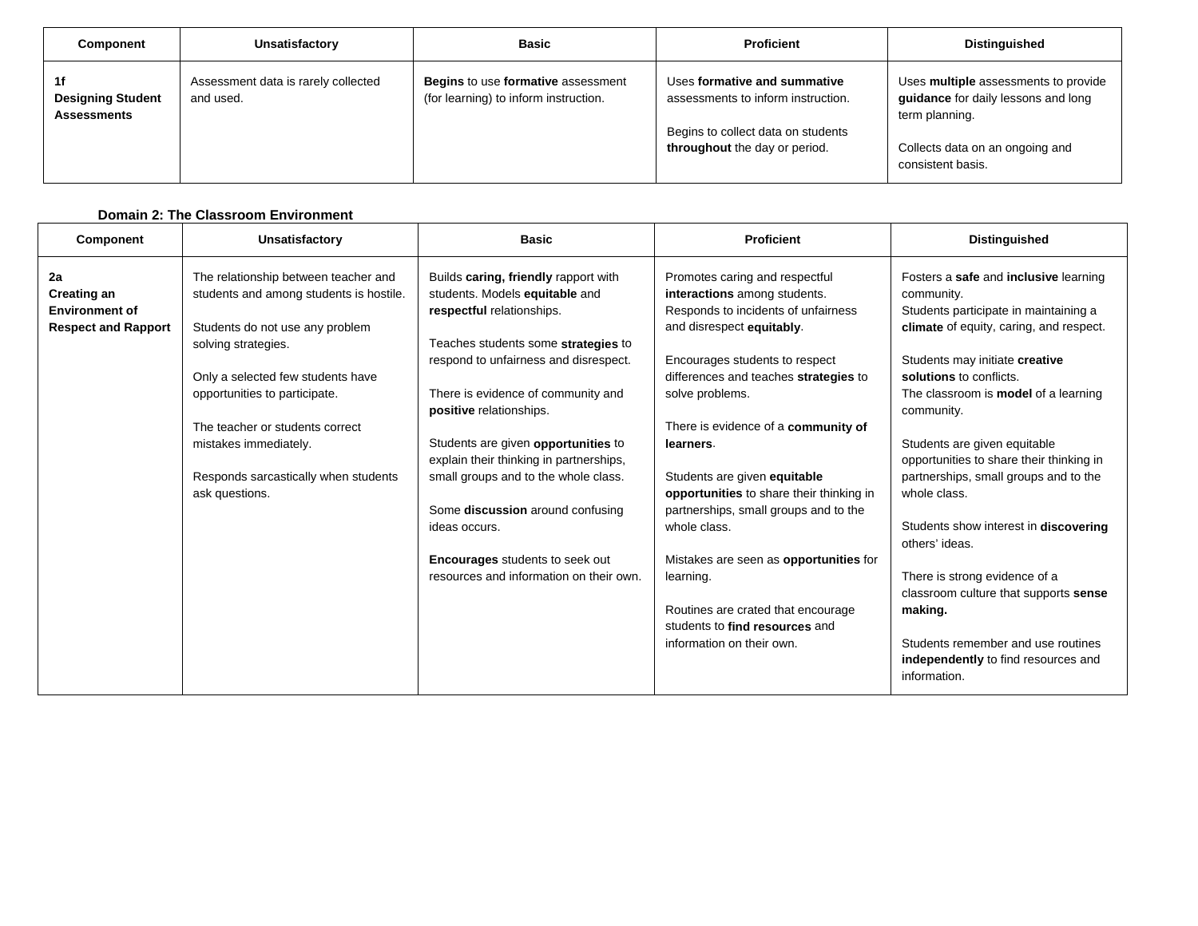| Component | Unsatisfactory | Basic | Proficient | Distinguished |
|---|---|---|---|---|
| **1f Designing Student Assessments** | Assessment data is rarely collected and used. | **Begins** to use **formative** assessment (for learning) to inform instruction. | Uses **formative and summative** assessments to inform instruction.<br><br>Begins to collect data on students **throughout** the day or period. | Uses **multiple** assessments to provide **guidance** for daily lessons and long term planning.<br><br>Collects data on an ongoing and consistent basis. |

**Domain 2: The Classroom Environment**

| Component | Unsatisfactory | Basic | Proficient | Distinguished |
|---|---|---|---|---|
| **2a Creating an Environment of Respect and Rapport** | The relationship between teacher and students and among students is hostile.<br><br>Students do not use any problem solving strategies.<br><br>Only a selected few students have opportunities to participate.<br><br>The teacher or students correct mistakes immediately.<br><br>Responds sarcastically when students ask questions. | Builds **caring, friendly** rapport with students. Models **equitable** and **respectful** relationships.<br><br>Teaches students some **strategies** to respond to unfairness and disrespect.<br><br>There is evidence of community and **positive** relationships.<br><br>Students are given **opportunities** to explain their thinking in partnerships, small groups and to the whole class.<br><br>Some **discussion** around confusing ideas occurs.<br><br>**Encourages** students to seek out resources and information on their own. | Promotes caring and respectful **interactions** among students. Responds to incidents of unfairness and disrespect **equitably**.<br><br>Encourages students to respect differences and teaches **strategies** to solve problems.<br><br>There is evidence of a **community of learners**.<br><br>Students are given **equitable opportunities** to share their thinking in partnerships, small groups and to the whole class.<br><br>Mistakes are seen as **opportunities** for learning.<br><br>Routines are crated that encourage students to **find resources** and information on their own. | Fosters a **safe** and **inclusive** learning community.<br>Students participate in maintaining a **climate** of equity, caring, and respect.<br><br>Students may initiate **creative solutions** to conflicts.<br>The classroom is **model** of a learning community.<br><br>Students are given equitable opportunities to share their thinking in partnerships, small groups and to the whole class.<br><br>Students show interest in **discovering** others' ideas.<br><br>There is strong evidence of a classroom culture that supports **sense making.**<br><br>Students remember and use routines **independently** to find resources and information. |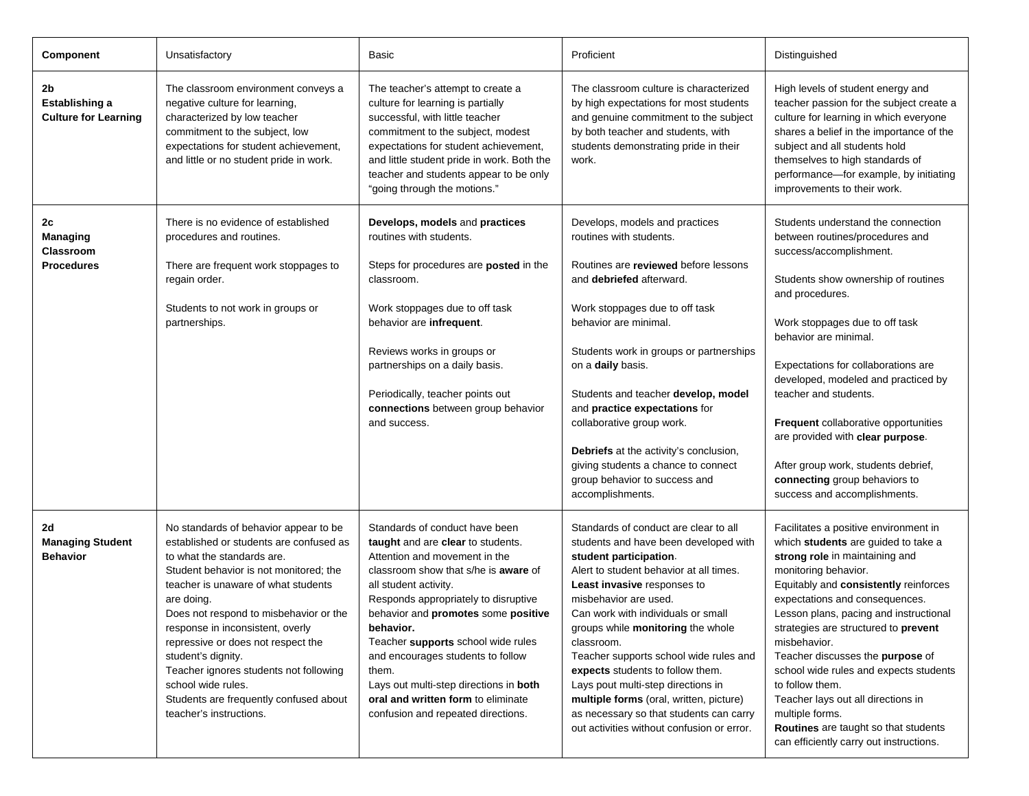| **Component** | Unsatisfactory | Basic | Proficient | Distinguished |
|---|---|---|---|---|
| **2b Establishing a Culture for Learning** | The classroom environment conveys a negative culture for learning, characterized by low teacher commitment to the subject, low expectations for student achievement, and little or no student pride in work. | The teacher's attempt to create a culture for learning is partially successful, with little teacher commitment to the subject, modest expectations for student achievement, and little student pride in work. Both the teacher and students appear to be only "going through the motions." | The classroom culture is characterized by high expectations for most students and genuine commitment to the subject by both teacher and students, with students demonstrating pride in their work. | High levels of student energy and teacher passion for the subject create a culture for learning in which everyone shares a belief in the importance of the subject and all students hold themselves to high standards of performance—for example, by initiating improvements to their work. |
| **2c Managing Classroom Procedures** | There is no evidence of established procedures and routines.<br><br>There are frequent work stoppages to regain order.<br><br>Students to not work in groups or partnerships. | **Develops, models** and **practices** routines with students.<br><br>Steps for procedures are **posted** in the classroom.<br><br>Work stoppages due to off task behavior are **infrequent**.<br><br>Reviews works in groups or partnerships on a daily basis.<br><br>Periodically, teacher points out **connections** between group behavior and success. | Develops, models and practices routines with students.<br><br>Routines are **reviewed** before lessons and **debriefed** afterward.<br><br>Work stoppages due to off task behavior are minimal.<br><br>Students work in groups or partnerships on a **daily** basis.<br><br>Students and teacher **develop, model** and **practice expectations** for collaborative group work.<br><br>**Debriefs** at the activity's conclusion, giving students a chance to connect group behavior to success and accomplishments. | Students understand the connection between routines/procedures and success/accomplishment.<br><br>Students show ownership of routines and procedures.<br><br>Work stoppages due to off task behavior are minimal.<br><br>Expectations for collaborations are developed, modeled and practiced by teacher and students.<br><br>**Frequent** collaborative opportunities are provided with **clear purpose**.<br><br>After group work, students debrief, **connecting** group behaviors to success and accomplishments. |
| **2d Managing Student Behavior** | No standards of behavior appear to be established or students are confused as to what the standards are.<br>Student behavior is not monitored; the teacher is unaware of what students are doing.<br>Does not respond to misbehavior or the response in inconsistent, overly repressive or does not respect the student's dignity.<br>Teacher ignores students not following school wide rules.<br>Students are frequently confused about teacher's instructions. | Standards of conduct have been **taught** and are **clear** to students.<br>Attention and movement in the classroom show that s/he is **aware** of all student activity.<br>Responds appropriately to disruptive behavior and **promotes** some **positive behavior.**<br>Teacher **supports** school wide rules and encourages students to follow them.<br>Lays out multi-step directions in **both oral and written form** to eliminate confusion and repeated directions. | Standards of conduct are clear to all students and have been developed with **student participation**.<br>Alert to student behavior at all times.<br>**Least invasive** responses to misbehavior are used.<br>Can work with individuals or small groups while **monitoring** the whole classroom.<br>Teacher supports school wide rules and **expects** students to follow them.<br>Lays pout multi-step directions in **multiple forms** (oral, written, picture) as necessary so that students can carry out activities without confusion or error. | Facilitates a positive environment in which **students** are guided to take a **strong role** in maintaining and monitoring behavior.<br>Equitably and **consistently** reinforces expectations and consequences.<br>Lesson plans, pacing and instructional strategies are structured to **prevent** misbehavior.<br>Teacher discusses the **purpose** of school wide rules and expects students to follow them.<br>Teacher lays out all directions in multiple forms.<br>**Routines** are taught so that students can efficiently carry out instructions. |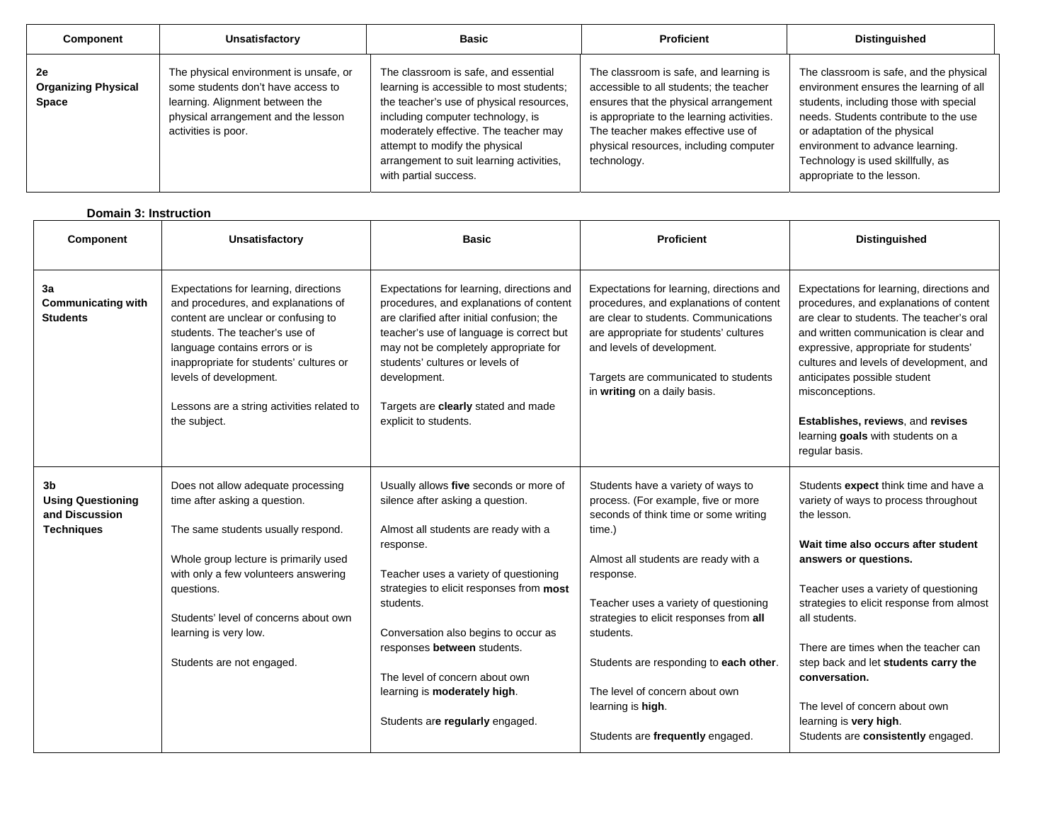| Component | Unsatisfactory | Basic | Proficient | Distinguished |
| --- | --- | --- | --- | --- |
| **2e** **Organizing Physical Space** | The physical environment is unsafe, or some students don't have access to learning. Alignment between the physical arrangement and the lesson activities is poor. | The classroom is safe, and essential learning is accessible to most students; the teacher's use of physical resources, including computer technology, is moderately effective. The teacher may attempt to modify the physical arrangement to suit learning activities, with partial success. | The classroom is safe, and learning is accessible to all students; the teacher ensures that the physical arrangement is appropriate to the learning activities. The teacher makes effective use of physical resources, including computer technology. | The classroom is safe, and the physical environment ensures the learning of all students, including those with special needs. Students contribute to the use or adaptation of the physical environment to advance learning. Technology is used skillfully, as appropriate to the lesson. |

**Domain 3: Instruction**

| Component | Unsatisfactory | Basic | Proficient | Distinguished |
| --- | --- | --- | --- | --- |
| **3a** **Communicating with Students** | Expectations for learning, directions and procedures, and explanations of content are unclear or confusing to students. The teacher's use of language contains errors or is inappropriate for students' cultures or levels of development.<br><br>Lessons are a string activities related to the subject. | Expectations for learning, directions and procedures, and explanations of content are clarified after initial confusion; the teacher's use of language is correct but may not be completely appropriate for students' cultures or levels of development.<br><br>Targets are **clearly** stated and made explicit to students. | Expectations for learning, directions and procedures, and explanations of content are clear to students. Communications are appropriate for students' cultures and levels of development.<br><br>Targets are communicated to students in **writing** on a daily basis. | Expectations for learning, directions and procedures, and explanations of content are clear to students. The teacher's oral and written communication is clear and expressive, appropriate for students' cultures and levels of development, and anticipates possible student misconceptions.<br><br>**Establishes, reviews**, and **revises** learning **goals** with students on a regular basis. |
| **3b** **Using Questioning and Discussion Techniques** | Does not allow adequate processing time after asking a question.<br><br>The same students usually respond.<br><br>Whole group lecture is primarily used with only a few volunteers answering questions.<br><br>Students' level of concerns about own learning is very low.<br><br>Students are not engaged. | Usually allows **five** seconds or more of silence after asking a question.<br><br>Almost all students are ready with a response.<br><br>Teacher uses a variety of questioning strategies to elicit responses from **most** students.<br><br>Conversation also begins to occur as responses **between** students.<br><br>The level of concern about own learning is **moderately high**.<br><br>Students ar**e regularly** engaged. | Students have a variety of ways to process. (For example, five or more seconds of think time or some writing time.)<br><br>Almost all students are ready with a response.<br><br>Teacher uses a variety of questioning strategies to elicit responses from **all** students.<br><br>Students are responding to **each other**.<br><br>The level of concern about own learning is **high**.<br><br>Students are **frequently** engaged. | Students **expect** think time and have a variety of ways to process throughout the lesson.<br><br>**Wait time also occurs after student answers or questions.**<br><br>Teacher uses a variety of questioning strategies to elicit response from almost all students.<br><br>There are times when the teacher can step back and let **students carry the conversation.**<br><br>The level of concern about own learning is **very high**.<br>Students are **consistently** engaged. |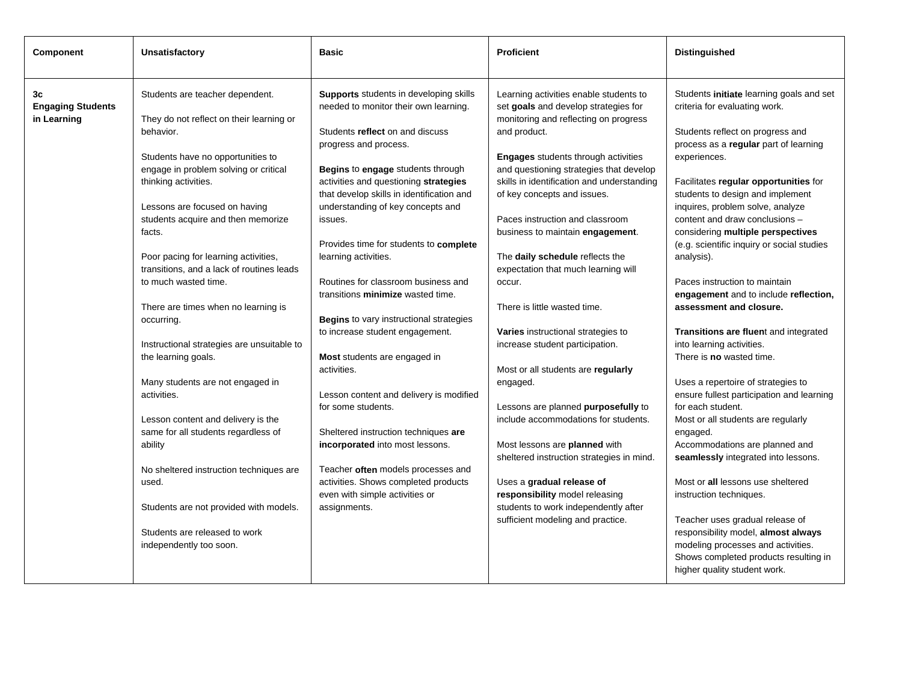| Component | Unsatisfactory | Basic | Proficient | Distinguished |
|---|---|---|---|---|
| **3c Engaging Students in Learning** | Students are teacher dependent.<br><br>They do not reflect on their learning or behavior.<br><br>Students have no opportunities to engage in problem solving or critical thinking activities.<br><br>Lessons are focused on having students acquire and then memorize facts.<br><br>Poor pacing for learning activities, transitions, and a lack of routines leads to much wasted time.<br><br>There are times when no learning is occurring.<br><br>Instructional strategies are unsuitable to the learning goals.<br><br>Many students are not engaged in activities.<br><br>Lesson content and delivery is the same for all students regardless of ability<br><br>No sheltered instruction techniques are used.<br><br>Students are not provided with models.<br><br>Students are released to work independently too soon. | **Supports** students in developing skills needed to monitor their own learning.<br><br>Students **reflect** on and discuss progress and process.<br><br>**Begins** to **engage** students through activities and questioning **strategies** that develop skills in identification and understanding of key concepts and issues.<br><br>Provides time for students to **complete** learning activities.<br><br>Routines for classroom business and transitions **minimize** wasted time.<br><br>**Begins** to vary instructional strategies to increase student engagement.<br><br>**Most** students are engaged in activities.<br><br>Lesson content and delivery is modified for some students.<br><br>Sheltered instruction techniques **are incorporated** into most lessons.<br><br>Teacher **often** models processes and activities. Shows completed products even with simple activities or assignments. | Learning activities enable students to set **goals** and develop strategies for monitoring and reflecting on progress and product.<br><br>**Engages** students through activities and questioning strategies that develop skills in identification and understanding of key concepts and issues.<br><br>Paces instruction and classroom business to maintain **engagement**.<br><br>The **daily schedule** reflects the expectation that much learning will occur.<br><br>There is little wasted time.<br><br>**Varies** instructional strategies to increase student participation.<br><br>Most or all students are **regularly** engaged.<br><br>Lessons are planned **purposefully** to include accommodations for students.<br><br>Most lessons are **planned** with sheltered instruction strategies in mind.<br><br>Uses a **gradual release of responsibility** model releasing students to work independently after sufficient modeling and practice. | Students **initiate** learning goals and set criteria for evaluating work.<br><br>Students reflect on progress and process as a **regular** part of learning experiences.<br><br>Facilitates **regular opportunities** for students to design and implement inquires, problem solve, analyze content and draw conclusions – considering **multiple perspectives** (e.g. scientific inquiry or social studies analysis).<br><br>Paces instruction to maintain **engagement** and to include **reflection, assessment and closure.**<br><br>**Transitions are fluen**t and integrated into learning activities.<br>There is **no** wasted time.<br><br>Uses a repertoire of strategies to ensure fullest participation and learning for each student.<br>Most or all students are regularly engaged.<br>Accommodations are planned and **seamlessly** integrated into lessons.<br><br>Most or **all** lessons use sheltered instruction techniques.<br><br>Teacher uses gradual release of responsibility model, **almost always** modeling processes and activities. Shows completed products resulting in higher quality student work. |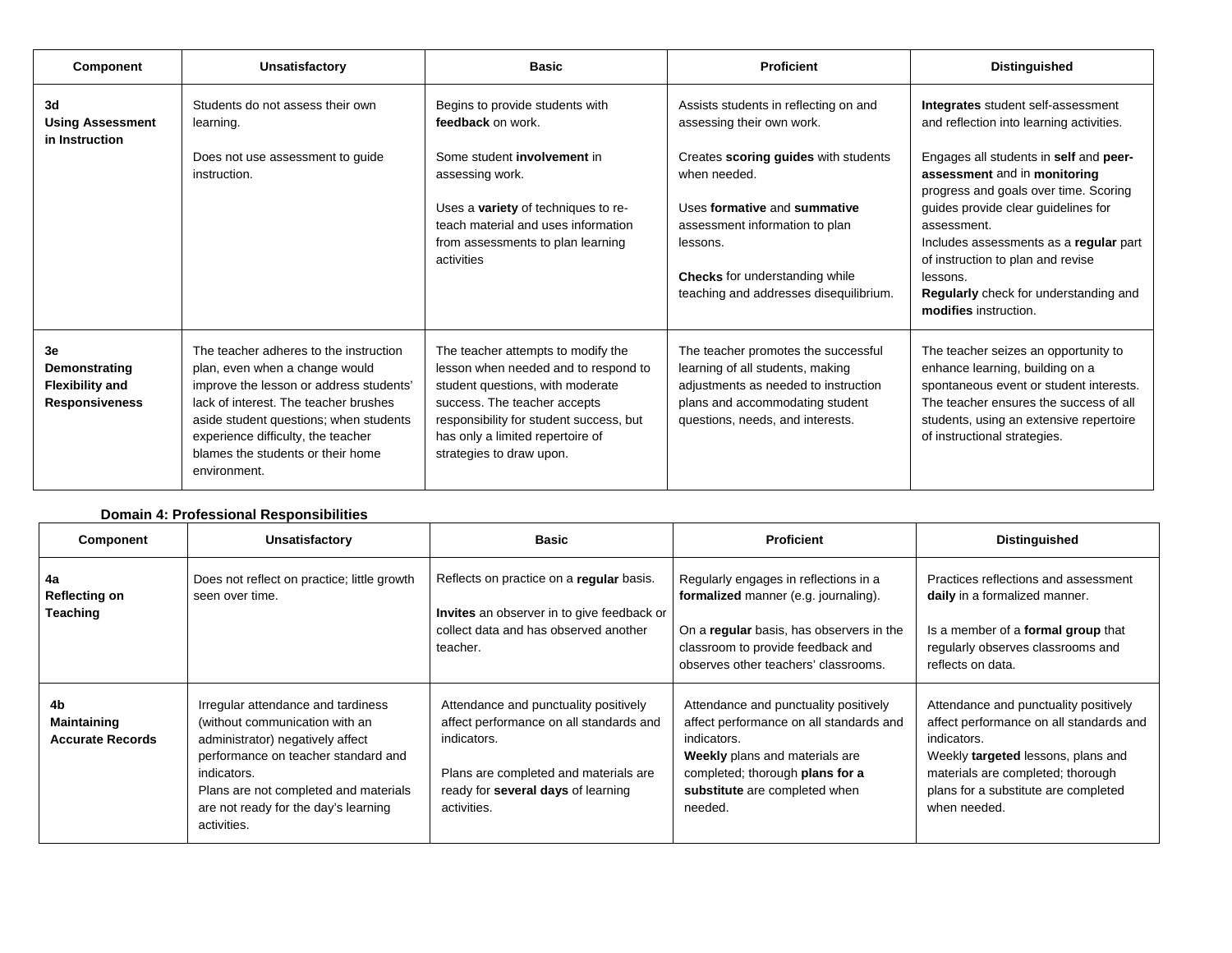| Component | Unsatisfactory | Basic | Proficient | Distinguished |
| --- | --- | --- | --- | --- |
| **3d Using Assessment in Instruction** | Students do not assess their own learning.<br><br>Does not use assessment to guide instruction. | Begins to provide students with **feedback** on work.<br><br>Some student **involvement** in assessing work.<br><br>Uses a **variety** of techniques to re-teach material and uses information from assessments to plan learning activities | Assists students in reflecting on and assessing their own work.<br><br>Creates **scoring guides** with students when needed.<br><br>Uses **formative** and **summative** assessment information to plan lessons.<br><br>**Checks** for understanding while teaching and addresses disequilibrium. | **Integrates** student self-assessment and reflection into learning activities.<br><br>Engages all students in **self** and **peer-assessment** and in **monitoring** progress and goals over time. Scoring guides provide clear guidelines for assessment.<br>Includes assessments as a **regular** part of instruction to plan and revise lessons.<br>**Regularly** check for understanding and **modifies** instruction. |
| **3e Demonstrating Flexibility and Responsiveness** | The teacher adheres to the instruction plan, even when a change would improve the lesson or address students' lack of interest. The teacher brushes aside student questions; when students experience difficulty, the teacher blames the students or their home environment. | The teacher attempts to modify the lesson when needed and to respond to student questions, with moderate success. The teacher accepts responsibility for student success, but has only a limited repertoire of strategies to draw upon. | The teacher promotes the successful learning of all students, making adjustments as needed to instruction plans and accommodating student questions, needs, and interests. | The teacher seizes an opportunity to enhance learning, building on a spontaneous event or student interests. The teacher ensures the success of all students, using an extensive repertoire of instructional strategies. |

## Domain 4: Professional Responsibilities

| Component | Unsatisfactory | Basic | Proficient | Distinguished |
| --- | --- | --- | --- | --- |
| **4a Reflecting on Teaching** | Does not reflect on practice; little growth seen over time. | Reflects on practice on a **regular** basis.<br><br>**Invites** an observer in to give feedback or collect data and has observed another teacher. | Regularly engages in reflections in a **formalized** manner (e.g. journaling).<br><br>On a **regular** basis, has observers in the classroom to provide feedback and observes other teachers' classrooms. | Practices reflections and assessment **daily** in a formalized manner.<br><br>Is a member of a **formal group** that regularly observes classrooms and reflects on data. |
| **4b Maintaining Accurate Records** | Irregular attendance and tardiness (without communication with an administrator) negatively affect performance on teacher standard and indicators.<br>Plans are not completed and materials are not ready for the day's learning activities. | Attendance and punctuality positively affect performance on all standards and indicators.<br><br>Plans are completed and materials are ready for **several days** of learning activities. | Attendance and punctuality positively affect performance on all standards and indicators.<br>**Weekly** plans and materials are completed; thorough **plans for a substitute** are completed when needed. | Attendance and punctuality positively affect performance on all standards and indicators.<br>Weekly **targeted** lessons, plans and materials are completed; thorough plans for a substitute are completed when needed. |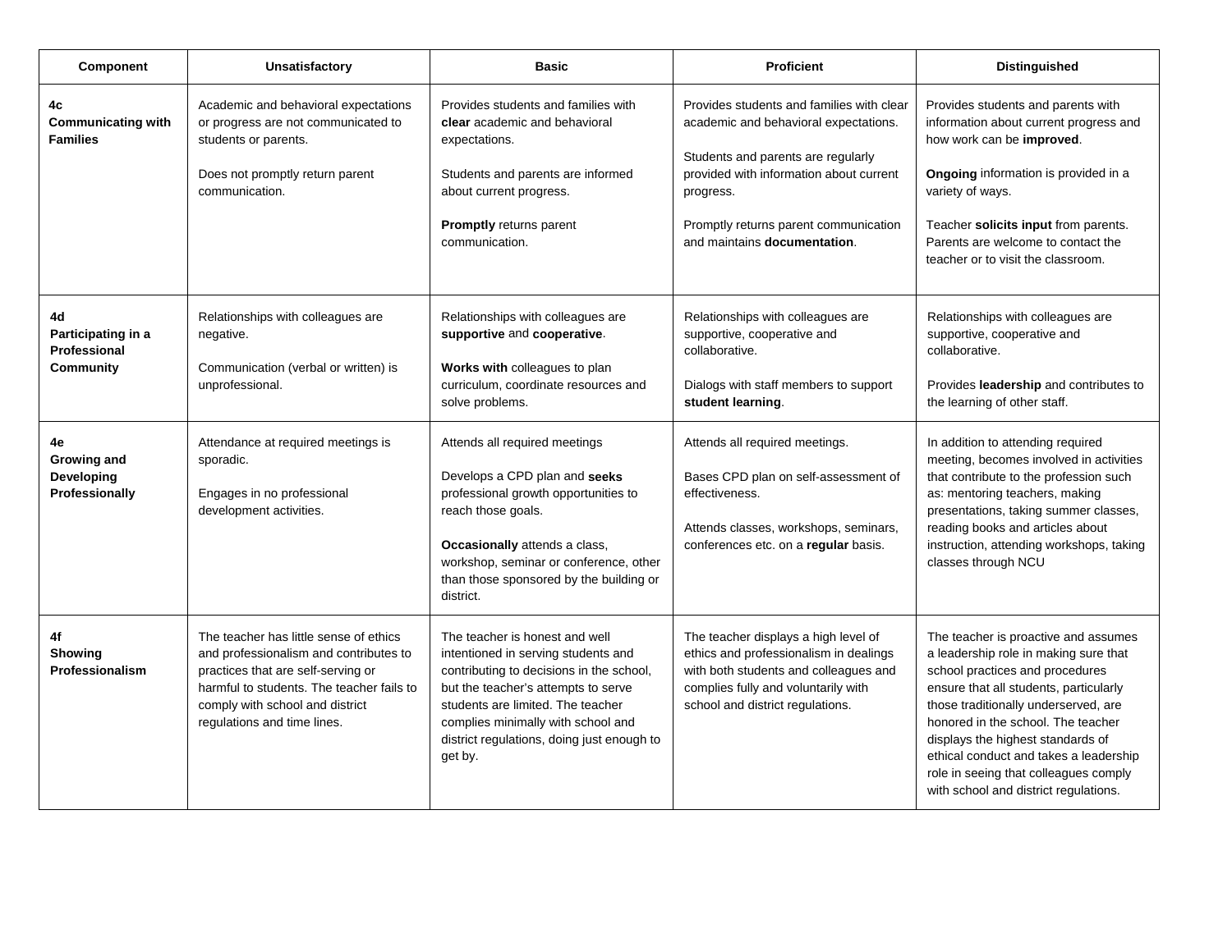| Component | Unsatisfactory | Basic | Proficient | Distinguished |
| --- | --- | --- | --- | --- |
| **4c Communicating with Families** | Academic and behavioral expectations or progress are not communicated to students or parents.<br><br>Does not promptly return parent communication. | Provides students and families with **clear** academic and behavioral expectations.<br><br>Students and parents are informed about current progress.<br><br>**Promptly** returns parent communication. | Provides students and families with clear academic and behavioral expectations.<br><br>Students and parents are regularly provided with information about current progress.<br><br>Promptly returns parent communication and maintains **documentation**. | Provides students and parents with information about current progress and how work can be **improved**.<br><br>**Ongoing** information is provided in a variety of ways.<br><br>Teacher **solicits input** from parents. Parents are welcome to contact the teacher or to visit the classroom. |
| **4d Participating in a Professional Community** | Relationships with colleagues are negative.<br><br>Communication (verbal or written) is unprofessional. | Relationships with colleagues are **supportive** and **cooperative**.<br><br>**Works with** colleagues to plan curriculum, coordinate resources and solve problems. | Relationships with colleagues are supportive, cooperative and collaborative.<br><br>Dialogs with staff members to support **student learning**. | Relationships with colleagues are supportive, cooperative and collaborative.<br><br>Provides **leadership** and contributes to the learning of other staff. |
| **4e Growing and Developing Professionally** | Attendance at required meetings is sporadic.<br><br>Engages in no professional development activities. | Attends all required meetings<br><br>Develops a CPD plan and **seeks** professional growth opportunities to reach those goals.<br><br>**Occasionally** attends a class, workshop, seminar or conference, other than those sponsored by the building or district. | Attends all required meetings.<br><br>Bases CPD plan on self-assessment of effectiveness.<br><br>Attends classes, workshops, seminars, conferences etc. on a **regular** basis. | In addition to attending required meeting, becomes involved in activities that contribute to the profession such as: mentoring teachers, making presentations, taking summer classes, reading books and articles about instruction, attending workshops, taking classes through NCU |
| **4f Showing Professionalism** | The teacher has little sense of ethics and professionalism and contributes to practices that are self-serving or harmful to students. The teacher fails to comply with school and district regulations and time lines. | The teacher is honest and well intentioned in serving students and contributing to decisions in the school, but the teacher's attempts to serve students are limited. The teacher complies minimally with school and district regulations, doing just enough to get by. | The teacher displays a high level of ethics and professionalism in dealings with both students and colleagues and complies fully and voluntarily with school and district regulations. | The teacher is proactive and assumes a leadership role in making sure that school practices and procedures ensure that all students, particularly those traditionally underserved, are honored in the school. The teacher displays the highest standards of ethical conduct and takes a leadership role in seeing that colleagues comply with school and district regulations. |